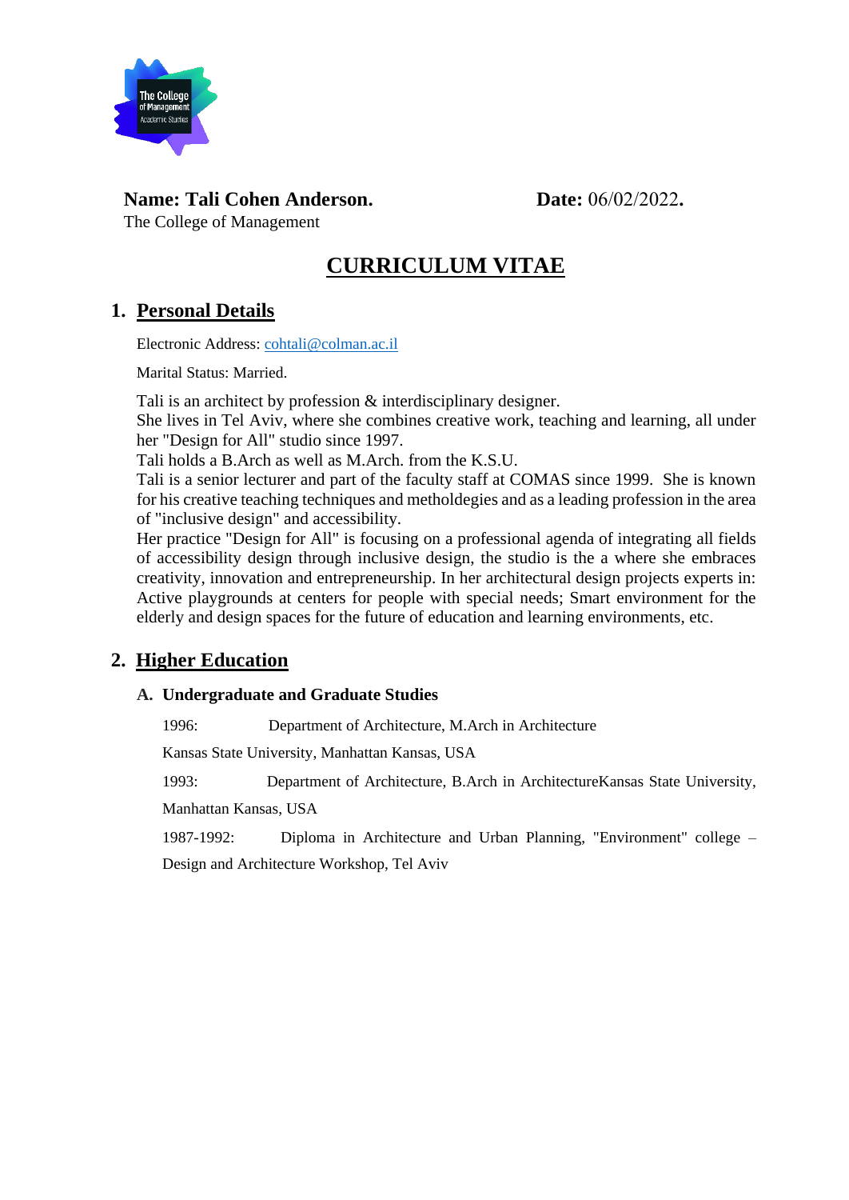**Name: Tali Cohen Anderson.** **Date:** 06/02/2022**.**

The College of Management

# CURRICULUM VITAE

## 1. Personal Details

Electronic Address: cohtali@colman.ac.il

Marital Status: Married.

Tali is an architect by profession & interdisciplinary designer.
She lives in Tel Aviv, where she combines creative work, teaching and learning, all under her "Design for All" studio since 1997.
Tali holds a B.Arch as well as M.Arch. from the K.S.U.
Tali is a senior lecturer and part of the faculty staff at COMAS since 1999. She is known for his creative teaching techniques and metholdegies and as a leading profession in the area of "inclusive design" and accessibility.
Her practice "Design for All" is focusing on a professional agenda of integrating all fields of accessibility design through inclusive design, the studio is the a where she embraces creativity, innovation and entrepreneurship. In her architectural design projects experts in: Active playgrounds at centers for people with special needs; Smart environment for the elderly and design spaces for the future of education and learning environments, etc.

## 2. Higher Education

### A. Undergraduate and Graduate Studies

1996: Department of Architecture, M.Arch in Architecture

Kansas State University, Manhattan Kansas, USA

1993: Department of Architecture, B.Arch in ArchitectureKansas State University, Manhattan Kansas, USA

1987-1992: Diploma in Architecture and Urban Planning, "Environment" college – Design and Architecture Workshop, Tel Aviv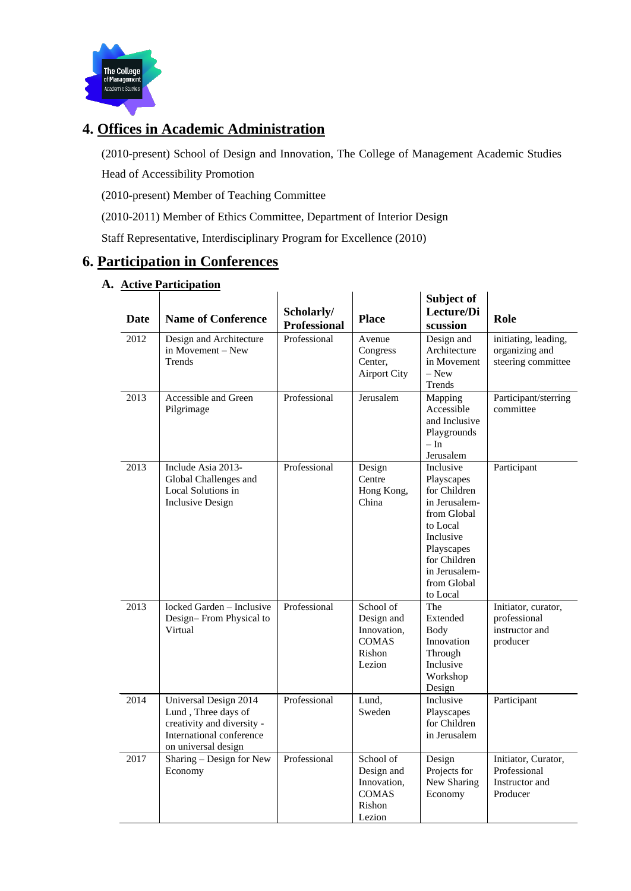## 4. Offices in Academic Administration

(2010-present) School of Design and Innovation, The College of Management Academic Studies

Head of Accessibility Promotion

(2010-present) Member of Teaching Committee

(2010-2011) Member of Ethics Committee, Department of Interior Design

Staff Representative, Interdisciplinary Program for Excellence (2010)

## 6. Participation in Conferences

### A. Active Participation

| Date | Name of Conference | Scholarly/ Professional | Place | Subject of Lecture/Discussion | Role |
|---|---|---|---|---|---|
| 2012 | Design and Architecture in Movement – New Trends | Professional | Avenue Congress Center, Airport City | Design and Architecture in Movement – New Trends | initiating, leading, organizing and steering committee |
| 2013 | Accessible and Green Pilgrimage | Professional | Jerusalem | Mapping Accessible and Inclusive Playgrounds – In Jerusalem | Participant/sterring committee |
| 2013 | Include Asia 2013- Global Challenges and Local Solutions in Inclusive Design | Professional | Design Centre Hong Kong, China | Inclusive Playscapes for Children in Jerusalem- from Global to Local Inclusive Playscapes for Children in Jerusalem- from Global to Local | Participant |
| 2013 | locked Garden – Inclusive Design– From Physical to Virtual | Professional | School of Design and Innovation, COMAS Rishon Lezion | The Extended Body Innovation Through Inclusive Workshop Design | Initiator, curator, professional instructor and producer |
| 2014 | Universal Design 2014 Lund , Three days of creativity and diversity - International conference on universal design | Professional | Lund, Sweden | Inclusive Playscapes for Children in Jerusalem | Participant |
| 2017 | Sharing – Design for New Economy | Professional | School of Design and Innovation, COMAS Rishon Lezion | Design Projects for New Sharing Economy | Initiator, Curator, Professional Instructor and Producer |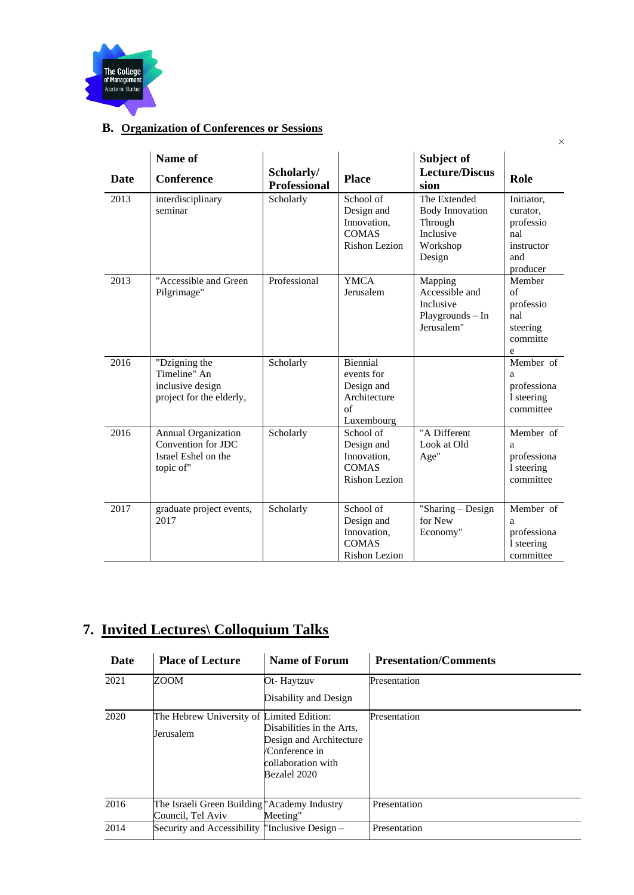### B. Organization of Conferences or Sessions

| Date | Name of Conference | Scholarly/ Professional | Place | Subject of Lecture/Discussion | Role |
|---|---|---|---|---|---|
| 2013 | interdisciplinary seminar | Scholarly | School of Design and Innovation, COMAS Rishon Lezion | The Extended Body Innovation Through Inclusive Workshop Design | Initiator, curator, professional instructor and producer |
| 2013 | "Accessible and Green Pilgrimage" | Professional | YMCA Jerusalem | Mapping Accessible and Inclusive Playgrounds – In Jerusalem" | Member of professional steering committee |
| 2016 | "Dzigning the Timeline" An inclusive design project for the elderly, | Scholarly | Biennial events for Design and Architecture of Luxembourg | | Member of a professional steering committee |
| 2016 | Annual Organization Convention for JDC Israel Eshel on the topic of" | Scholarly | School of Design and Innovation, COMAS Rishon Lezion | "A Different Look at Old Age" | Member of a professional steering committee |
| 2017 | graduate project events, 2017 | Scholarly | School of Design and Innovation, COMAS Rishon Lezion | "Sharing – Design for New Economy" | Member of a professional steering committee |

## 7. Invited Lectures\ Colloquium Talks

| Date | Place of Lecture | Name of Forum | Presentation/Comments |
|---|---|---|---|
| 2021 | ZOOM | Ot- Haytzuv<br>Disability and Design | Presentation |
| 2020 | The Hebrew University of Jerusalem | Limited Edition: Disabilities in the Arts, Design and Architecture /Conference in collaboration with Bezalel 2020 | Presentation |
| 2016 | The Israeli Green Building Council, Tel Aviv | "Academy Industry Meeting" | Presentation |
| 2014 | Security and Accessibility | "Inclusive Design – | Presentation |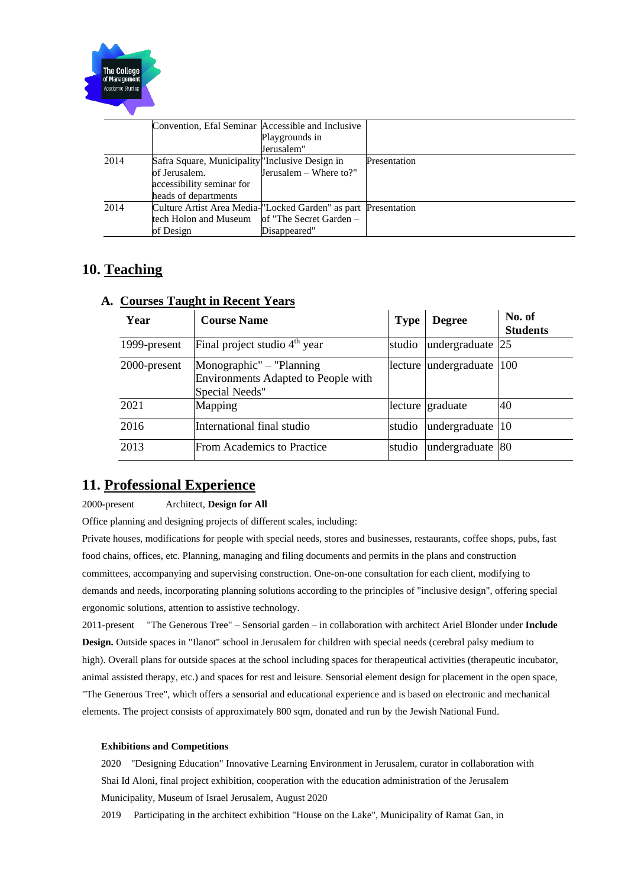| | | | |
|---|---|---|---|
| | Convention, Efal Seminar | Accessible and Inclusive Playgrounds in Jerusalem" | |
| 2014 | Safra Square, Municipality of Jerusalem. accessibility seminar for heads of departments | "Inclusive Design in Jerusalem – Where to?" | Presentation |
| 2014 | Culture Artist Area Media-tech Holon and Museum of Design | "Locked Garden" as part of "The Secret Garden – Disappeared" | Presentation |

## 10. Teaching

### A. Courses Taught in Recent Years

| Year | Course Name | Type | Degree | No. of Students |
|---|---|---|---|---|
| 1999-present | Final project studio 4th year | studio | undergraduate | 25 |
| 2000-present | Monographic" – "Planning Environments Adapted to People with Special Needs" | lecture | undergraduate | 100 |
| 2021 | Mapping | lecture | graduate | 40 |
| 2016 | International final studio | studio | undergraduate | 10 |
| 2013 | From Academics to Practice | studio | undergraduate | 80 |

## 11. Professional Experience

2000-present Architect, **Design for All**

Office planning and designing projects of different scales, including:

Private houses, modifications for people with special needs, stores and businesses, restaurants, coffee shops, pubs, fast food chains, offices, etc. Planning, managing and filing documents and permits in the plans and construction committees, accompanying and supervising construction. One-on-one consultation for each client, modifying to demands and needs, incorporating planning solutions according to the principles of "inclusive design", offering special ergonomic solutions, attention to assistive technology.

2011-present "The Generous Tree" – Sensorial garden – in collaboration with architect Ariel Blonder under **Include Design.** Outside spaces in "Ilanot" school in Jerusalem for children with special needs (cerebral palsy medium to high). Overall plans for outside spaces at the school including spaces for therapeutical activities (therapeutic incubator, animal assisted therapy, etc.) and spaces for rest and leisure. Sensorial element design for placement in the open space, "The Generous Tree", which offers a sensorial and educational experience and is based on electronic and mechanical elements. The project consists of approximately 800 sqm, donated and run by the Jewish National Fund.

**Exhibitions and Competitions**

2020 "Designing Education" Innovative Learning Environment in Jerusalem, curator in collaboration with Shai Id Aloni, final project exhibition, cooperation with the education administration of the Jerusalem Municipality, Museum of Israel Jerusalem, August 2020

2019 Participating in the architect exhibition "House on the Lake", Municipality of Ramat Gan, in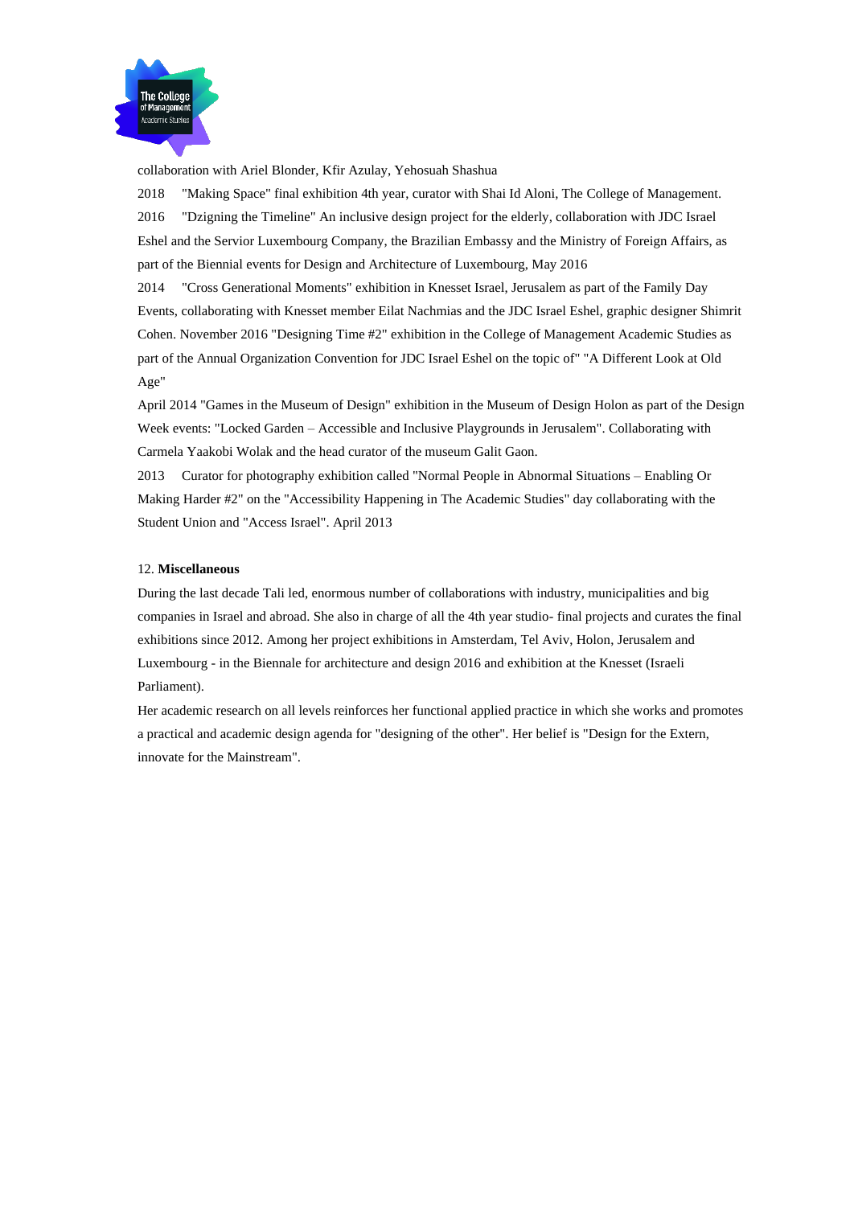collaboration with Ariel Blonder, Kfir Azulay, Yehosuah Shashua

2018 "Making Space" final exhibition 4th year, curator with Shai Id Aloni, The College of Management.

2016 "Dzigning the Timeline" An inclusive design project for the elderly, collaboration with JDC Israel Eshel and the Servior Luxembourg Company, the Brazilian Embassy and the Ministry of Foreign Affairs, as part of the Biennial events for Design and Architecture of Luxembourg, May 2016

2014 "Cross Generational Moments" exhibition in Knesset Israel, Jerusalem as part of the Family Day Events, collaborating with Knesset member Eilat Nachmias and the JDC Israel Eshel, graphic designer Shimrit Cohen. November 2016 "Designing Time #2" exhibition in the College of Management Academic Studies as part of the Annual Organization Convention for JDC Israel Eshel on the topic of" "A Different Look at Old Age"

April 2014 "Games in the Museum of Design" exhibition in the Museum of Design Holon as part of the Design Week events: "Locked Garden – Accessible and Inclusive Playgrounds in Jerusalem". Collaborating with Carmela Yaakobi Wolak and the head curator of the museum Galit Gaon.

2013 Curator for photography exhibition called "Normal People in Abnormal Situations – Enabling Or Making Harder #2" on the "Accessibility Happening in The Academic Studies" day collaborating with the Student Union and "Access Israel". April 2013

12. **Miscellaneous**

During the last decade Tali led, enormous number of collaborations with industry, municipalities and big companies in Israel and abroad. She also in charge of all the 4th year studio- final projects and curates the final exhibitions since 2012. Among her project exhibitions in Amsterdam, Tel Aviv, Holon, Jerusalem and Luxembourg - in the Biennale for architecture and design 2016 and exhibition at the Knesset (Israeli Parliament).

Her academic research on all levels reinforces her functional applied practice in which she works and promotes a practical and academic design agenda for "designing of the other". Her belief is "Design for the Extern, innovate for the Mainstream".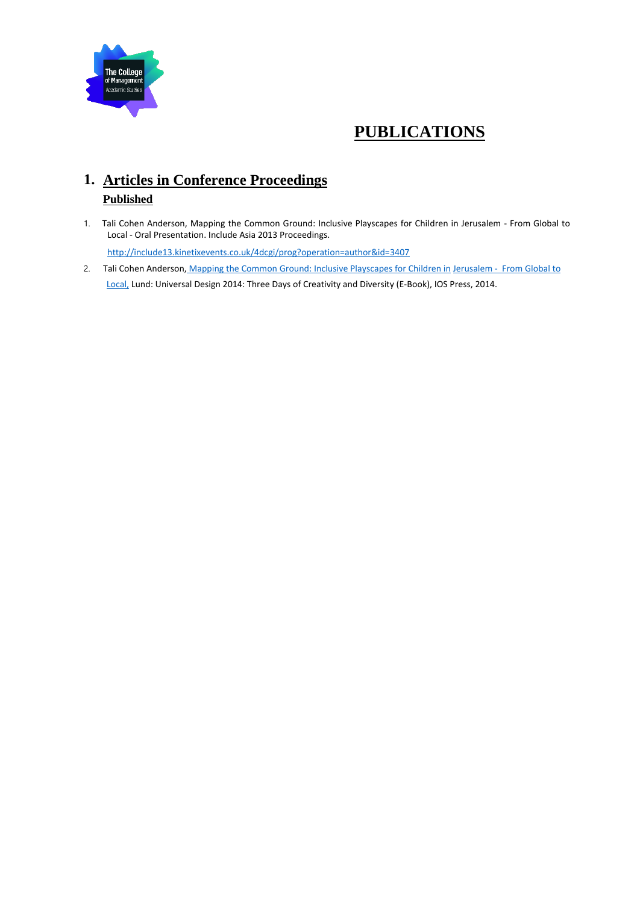# PUBLICATIONS

## 1. Articles in Conference Proceedings

### Published

1. Tali Cohen Anderson, Mapping the Common Ground: Inclusive Playscapes for Children in Jerusalem - From Global to Local - Oral Presentation. Include Asia 2013 Proceedings.

   http://include13.kinetixevents.co.uk/4dcgi/prog?operation=author&id=3407

2. Tali Cohen Anderson, Mapping the Common Ground: Inclusive Playscapes for Children in Jerusalem - From Global to Local, Lund: Universal Design 2014: Three Days of Creativity and Diversity (E-Book), IOS Press, 2014.